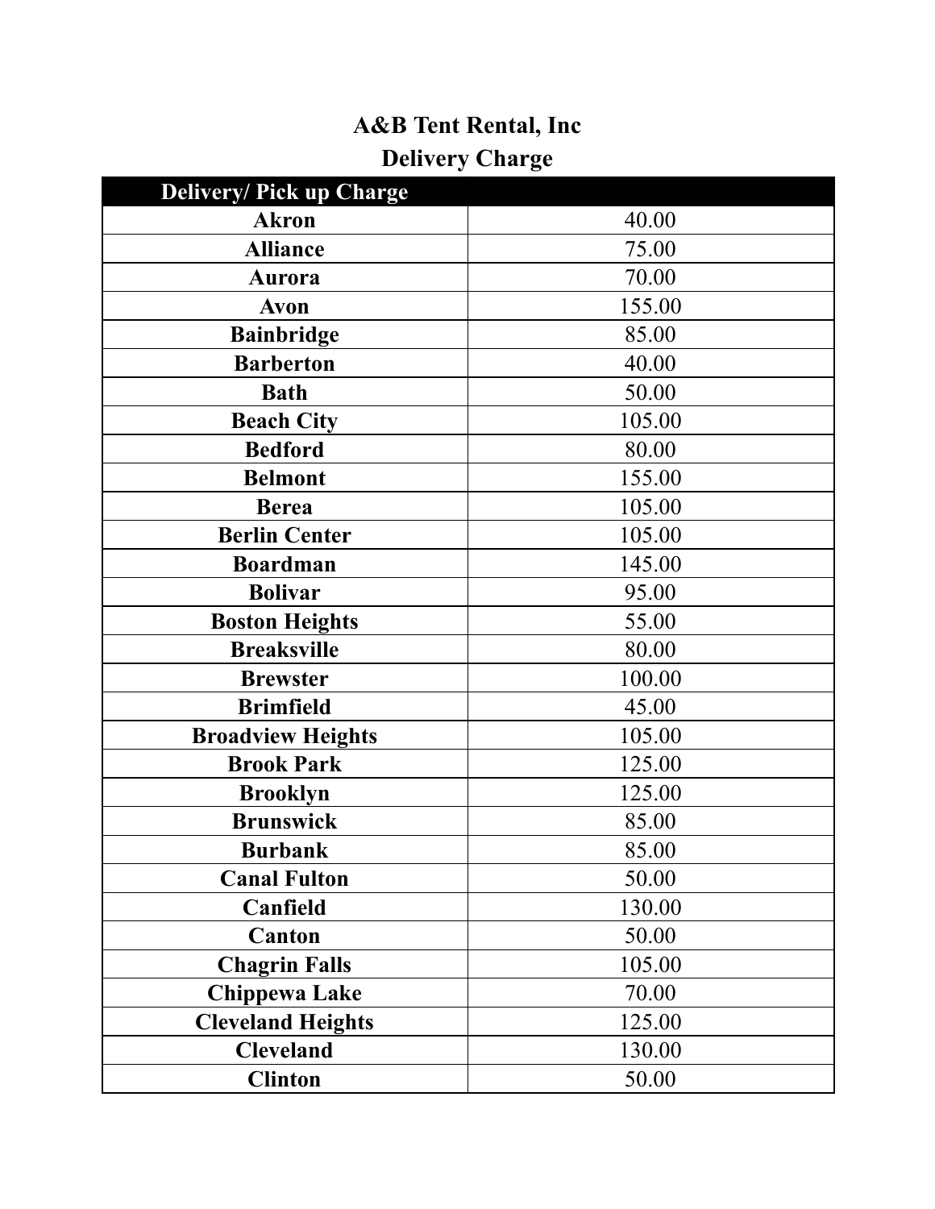# A&B Tent Rental, Inc

## Delivery Charge

| Delivery/ Pick up Charge | |
|---|---|
| **Akron** | 40.00 |
| **Alliance** | 75.00 |
| **Aurora** | 70.00 |
| **Avon** | 155.00 |
| **Bainbridge** | 85.00 |
| **Barberton** | 40.00 |
| **Bath** | 50.00 |
| **Beach City** | 105.00 |
| **Bedford** | 80.00 |
| **Belmont** | 155.00 |
| **Berea** | 105.00 |
| **Berlin Center** | 105.00 |
| **Boardman** | 145.00 |
| **Bolivar** | 95.00 |
| **Boston Heights** | 55.00 |
| **Breaksville** | 80.00 |
| **Brewster** | 100.00 |
| **Brimfield** | 45.00 |
| **Broadview Heights** | 105.00 |
| **Brook Park** | 125.00 |
| **Brooklyn** | 125.00 |
| **Brunswick** | 85.00 |
| **Burbank** | 85.00 |
| **Canal Fulton** | 50.00 |
| **Canfield** | 130.00 |
| **Canton** | 50.00 |
| **Chagrin Falls** | 105.00 |
| **Chippewa Lake** | 70.00 |
| **Cleveland Heights** | 125.00 |
| **Cleveland** | 130.00 |
| **Clinton** | 50.00 |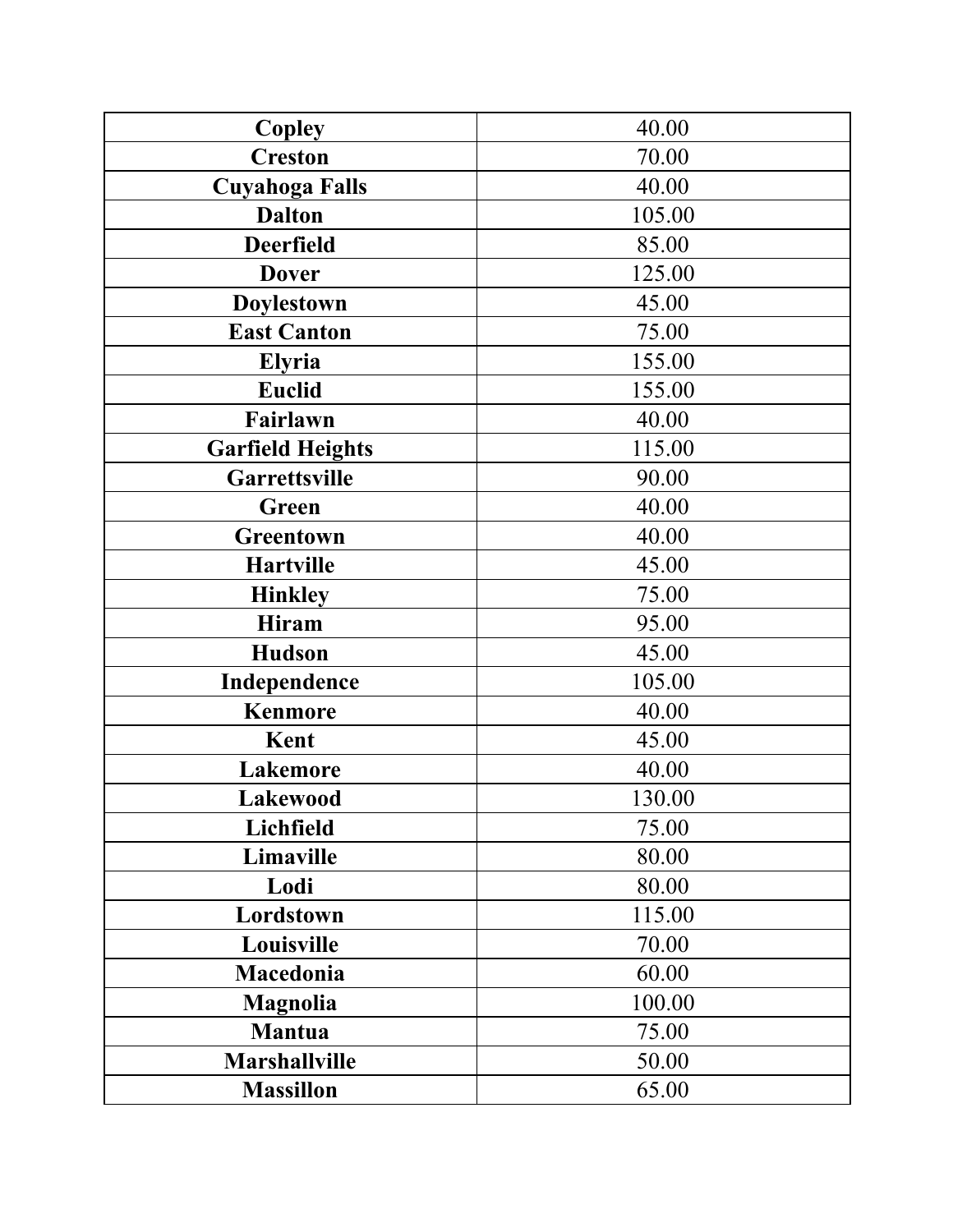| **Copley** | 40.00 |
|---|---|
| **Creston** | 70.00 |
| **Cuyahoga Falls** | 40.00 |
| **Dalton** | 105.00 |
| **Deerfield** | 85.00 |
| **Dover** | 125.00 |
| **Doylestown** | 45.00 |
| **East Canton** | 75.00 |
| **Elyria** | 155.00 |
| **Euclid** | 155.00 |
| **Fairlawn** | 40.00 |
| **Garfield Heights** | 115.00 |
| **Garrettsville** | 90.00 |
| **Green** | 40.00 |
| **Greentown** | 40.00 |
| **Hartville** | 45.00 |
| **Hinkley** | 75.00 |
| **Hiram** | 95.00 |
| **Hudson** | 45.00 |
| **Independence** | 105.00 |
| **Kenmore** | 40.00 |
| **Kent** | 45.00 |
| **Lakemore** | 40.00 |
| **Lakewood** | 130.00 |
| **Lichfield** | 75.00 |
| **Limaville** | 80.00 |
| **Lodi** | 80.00 |
| **Lordstown** | 115.00 |
| **Louisville** | 70.00 |
| **Macedonia** | 60.00 |
| **Magnolia** | 100.00 |
| **Mantua** | 75.00 |
| **Marshallville** | 50.00 |
| **Massillon** | 65.00 |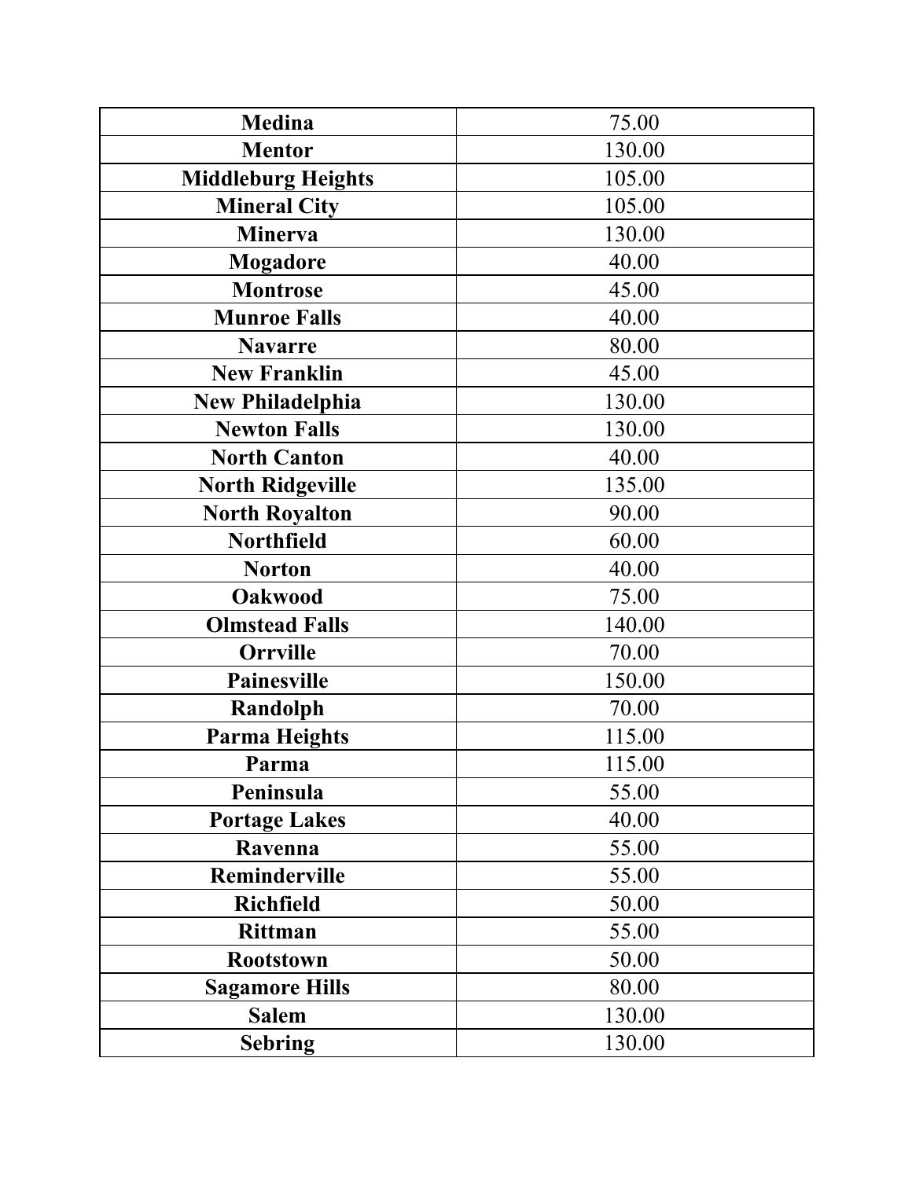| Medina | 75.00 |
|---|---|
| Mentor | 130.00 |
| Middleburg Heights | 105.00 |
| Mineral City | 105.00 |
| Minerva | 130.00 |
| Mogadore | 40.00 |
| Montrose | 45.00 |
| Munroe Falls | 40.00 |
| Navarre | 80.00 |
| New Franklin | 45.00 |
| New Philadelphia | 130.00 |
| Newton Falls | 130.00 |
| North Canton | 40.00 |
| North Ridgeville | 135.00 |
| North Royalton | 90.00 |
| Northfield | 60.00 |
| Norton | 40.00 |
| Oakwood | 75.00 |
| Olmstead Falls | 140.00 |
| Orrville | 70.00 |
| Painesville | 150.00 |
| Randolph | 70.00 |
| Parma Heights | 115.00 |
| Parma | 115.00 |
| Peninsula | 55.00 |
| Portage Lakes | 40.00 |
| Ravenna | 55.00 |
| Reminderville | 55.00 |
| Richfield | 50.00 |
| Rittman | 55.00 |
| Rootstown | 50.00 |
| Sagamore Hills | 80.00 |
| Salem | 130.00 |
| Sebring | 130.00 |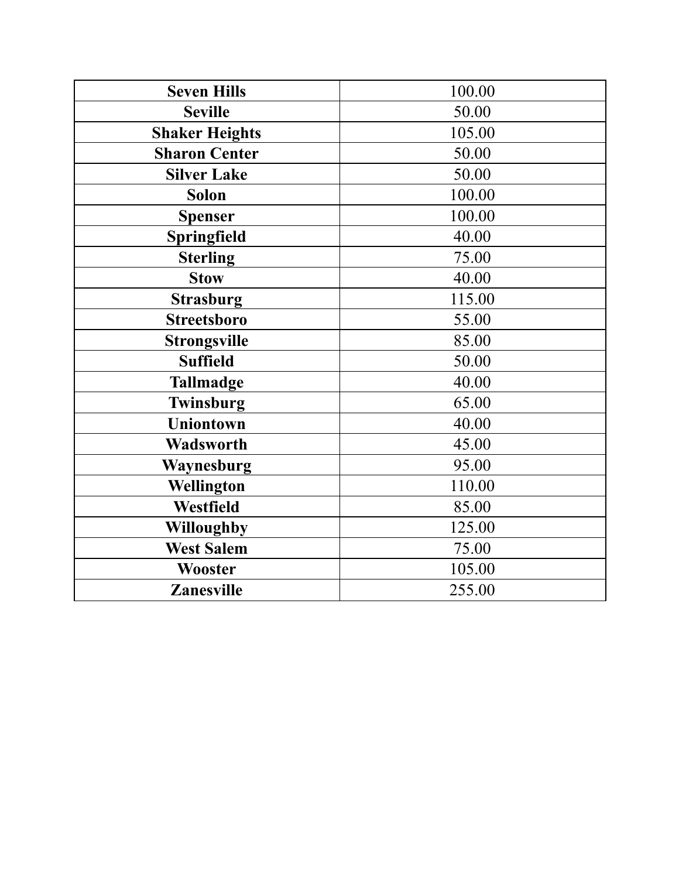| | |
|---|---|
| **Seven Hills** | 100.00 |
| **Seville** | 50.00 |
| **Shaker Heights** | 105.00 |
| **Sharon Center** | 50.00 |
| **Silver Lake** | 50.00 |
| **Solon** | 100.00 |
| **Spenser** | 100.00 |
| **Springfield** | 40.00 |
| **Sterling** | 75.00 |
| **Stow** | 40.00 |
| **Strasburg** | 115.00 |
| **Streetsboro** | 55.00 |
| **Strongsville** | 85.00 |
| **Suffield** | 50.00 |
| **Tallmadge** | 40.00 |
| **Twinsburg** | 65.00 |
| **Uniontown** | 40.00 |
| **Wadsworth** | 45.00 |
| **Waynesburg** | 95.00 |
| **Wellington** | 110.00 |
| **Westfield** | 85.00 |
| **Willoughby** | 125.00 |
| **West Salem** | 75.00 |
| **Wooster** | 105.00 |
| **Zanesville** | 255.00 |